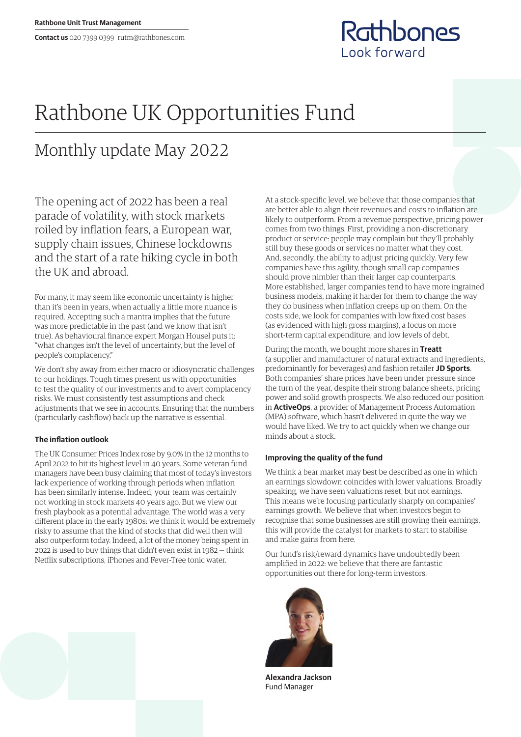**Rathbone Unit Trust Management**

**Contact us** 020 7399 0399 rutm@rathbones.com

Rathbones
Look forward

# Rathbone UK Opportunities Fund

## Monthly update May 2022

The opening act of 2022 has been a real parade of volatility, with stock markets roiled by inflation fears, a European war, supply chain issues, Chinese lockdowns and the start of a rate hiking cycle in both the UK and abroad.

For many, it may seem like economic uncertainty is higher than it's been in years, when actually a little more nuance is required. Accepting such a mantra implies that the future was more predictable in the past (and we know that isn't true). As behavioural finance expert Morgan Housel puts it: "what changes isn't the level of uncertainty, but the level of people's complacency."

We don't shy away from either macro or idiosyncratic challenges to our holdings. Tough times present us with opportunities to test the quality of our investments and to avert complacency risks. We must consistently test assumptions and check adjustments that we see in accounts. Ensuring that the numbers (particularly cashflow) back up the narrative is essential.

### The inflation outlook

The UK Consumer Prices Index rose by 9.0% in the 12 months to April 2022 to hit its highest level in 40 years. Some veteran fund managers have been busy claiming that most of today's investors lack experience of working through periods when inflation has been similarly intense. Indeed, your team was certainly not working in stock markets 40 years ago. But we view our fresh playbook as a potential advantage. The world was a very different place in the early 1980s: we think it would be extremely risky to assume that the kind of stocks that did well then will also outperform today. Indeed, a lot of the money being spent in 2022 is used to buy things that didn't even exist in 1982 – think Netflix subscriptions, iPhones and Fever-Tree tonic water.

At a stock-specific level, we believe that those companies that are better able to align their revenues and costs to inflation are likely to outperform. From a revenue perspective, pricing power comes from two things. First, providing a non-discretionary product or service: people may complain but they'll probably still buy these goods or services no matter what they cost. And, secondly, the ability to adjust pricing quickly. Very few companies have this agility, though small cap companies should prove nimbler than their larger cap counterparts. More established, larger companies tend to have more ingrained business models, making it harder for them to change the way they do business when inflation creeps up on them. On the costs side, we look for companies with low fixed cost bases (as evidenced with high gross margins), a focus on more short-term capital expenditure, and low levels of debt.

During the month, we bought more shares in **Treatt** (a supplier and manufacturer of natural extracts and ingredients, predominantly for beverages) and fashion retailer **JD Sports**. Both companies' share prices have been under pressure since the turn of the year, despite their strong balance sheets, pricing power and solid growth prospects. We also reduced our position in **ActiveOps**, a provider of Management Process Automation (MPA) software, which hasn't delivered in quite the way we would have liked. We try to act quickly when we change our minds about a stock.

### Improving the quality of the fund

We think a bear market may best be described as one in which an earnings slowdown coincides with lower valuations. Broadly speaking, we have seen valuations reset, but not earnings. This means we're focusing particularly sharply on companies' earnings growth. We believe that when investors begin to recognise that some businesses are still growing their earnings, this will provide the catalyst for markets to start to stabilise and make gains from here.

Our fund's risk/reward dynamics have undoubtedly been amplified in 2022: we believe that there are fantastic opportunities out there for long-term investors.

**Alexandra Jackson**
Fund Manager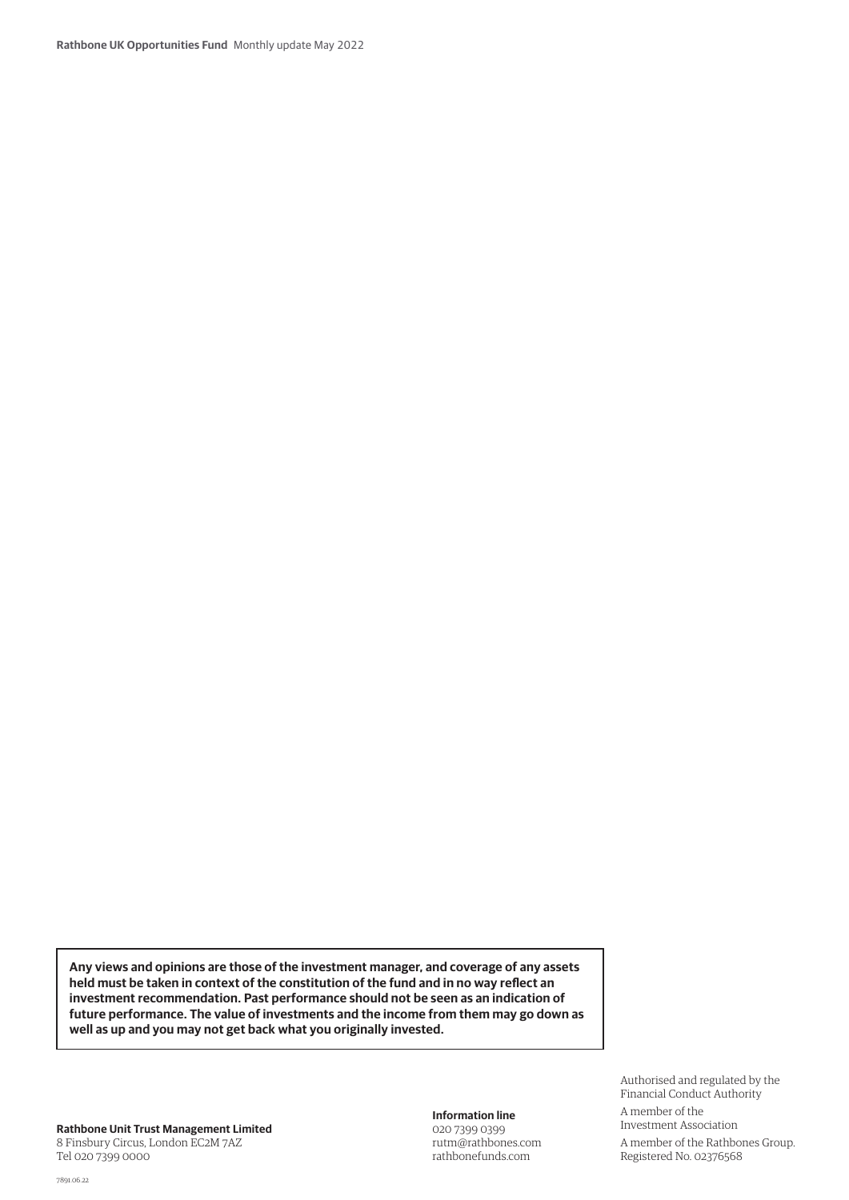**Any views and opinions are those of the investment manager, and coverage of any assets held must be taken in context of the constitution of the fund and in no way reflect an investment recommendation. Past performance should not be seen as an indication of future performance. The value of investments and the income from them may go down as well as up and you may not get back what you originally invested.**

**Rathbone Unit Trust Management Limited**
8 Finsbury Circus, London EC2M 7AZ
Tel 020 7399 0000

**Information line**
020 7399 0399
rutm@rathbones.com
rathbonefunds.com

Authorised and regulated by the Financial Conduct Authority

A member of the Investment Association

A member of the Rathbones Group. Registered No. 02376568

7891.06.22